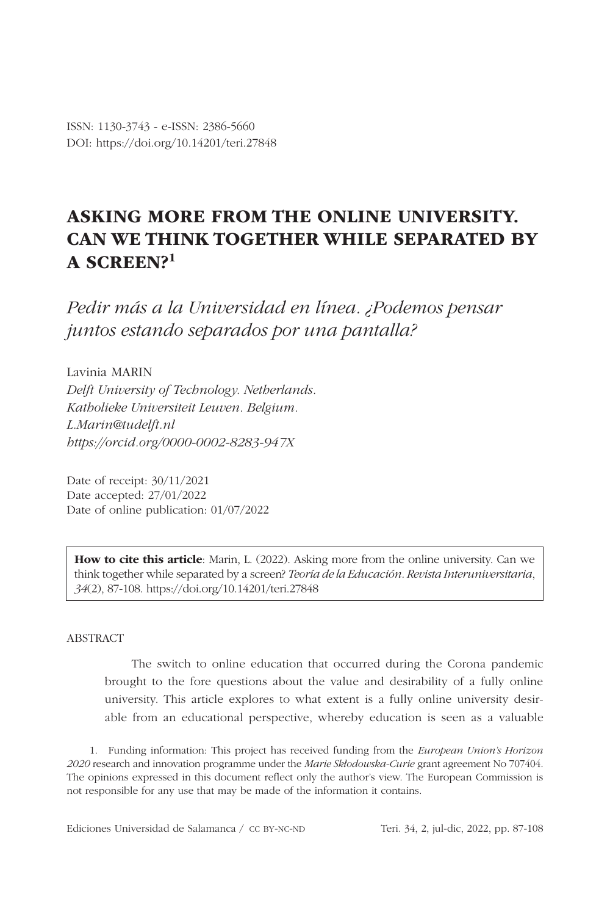ISSN: 1130-3743 - e-ISSN: 2386-5660
DOI: https://doi.org/10.14201/teri.27848

# ASKING MORE FROM THE ONLINE UNIVERSITY. CAN WE THINK TOGETHER WHILE SEPARATED BY A SCREEN?[1]

## *Pedir más a la Universidad en línea. ¿Podemos pensar juntos estando separados por una pantalla?*

Lavinia MARIN
*Delft University of Technology. Netherlands.*
*Katholieke Universiteit Leuven. Belgium.*
*L.Marin@tudelft.nl*
*https://orcid.org/0000-0002-8283-947X*

Date of receipt: 30/11/2021
Date accepted: 27/01/2022
Date of online publication: 01/07/2022

**How to cite this article**: Marin, L. (2022). Asking more from the online university. Can we think together while separated by a screen? *Teoría de la Educación. Revista Interuniversitaria*, *34*(2), 87-108. https://doi.org/10.14201/teri.27848

ABSTRACT

The switch to online education that occurred during the Corona pandemic brought to the fore questions about the value and desirability of a fully online university. This article explores to what extent is a fully online university desirable from an educational perspective, whereby education is seen as a valuable

1. Funding information: This project has received funding from the *European Union's Horizon 2020* research and innovation programme under the *Marie Skłodowska-Curie* grant agreement No 707404. The opinions expressed in this document reflect only the author's view. The European Commission is not responsible for any use that may be made of the information it contains.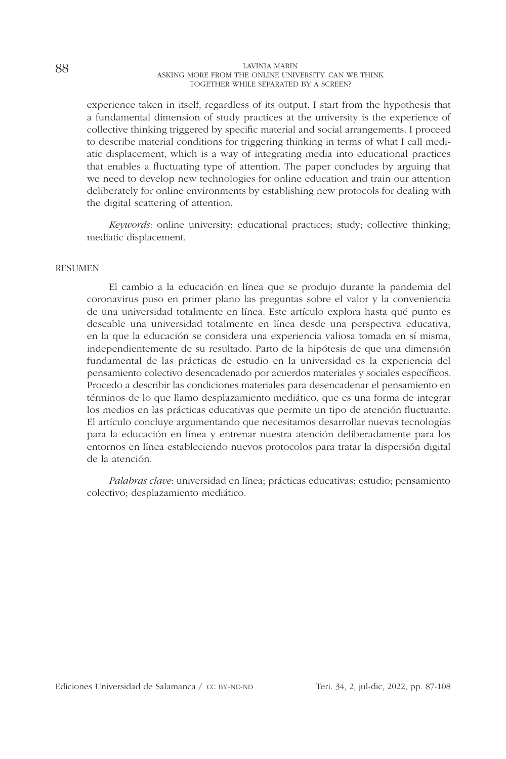experience taken in itself, regardless of its output. I start from the hypothesis that a fundamental dimension of study practices at the university is the experience of collective thinking triggered by specific material and social arrangements. I proceed to describe material conditions for triggering thinking in terms of what I call mediatic displacement, which is a way of integrating media into educational practices that enables a fluctuating type of attention. The paper concludes by arguing that we need to develop new technologies for online education and train our attention deliberately for online environments by establishing new protocols for dealing with the digital scattering of attention.

*Keywords*: online university; educational practices; study; collective thinking; mediatic displacement.

## RESUMEN

El cambio a la educación en línea que se produjo durante la pandemia del coronavirus puso en primer plano las preguntas sobre el valor y la conveniencia de una universidad totalmente en línea. Este artículo explora hasta qué punto es deseable una universidad totalmente en línea desde una perspectiva educativa, en la que la educación se considera una experiencia valiosa tomada en sí misma, independientemente de su resultado. Parto de la hipótesis de que una dimensión fundamental de las prácticas de estudio en la universidad es la experiencia del pensamiento colectivo desencadenado por acuerdos materiales y sociales específicos. Procedo a describir las condiciones materiales para desencadenar el pensamiento en términos de lo que llamo desplazamiento mediático, que es una forma de integrar los medios en las prácticas educativas que permite un tipo de atención fluctuante. El artículo concluye argumentando que necesitamos desarrollar nuevas tecnologías para la educación en línea y entrenar nuestra atención deliberadamente para los entornos en línea estableciendo nuevos protocolos para tratar la dispersión digital de la atención.

*Palabras clave*: universidad en línea; prácticas educativas; estudio; pensamiento colectivo; desplazamiento mediático.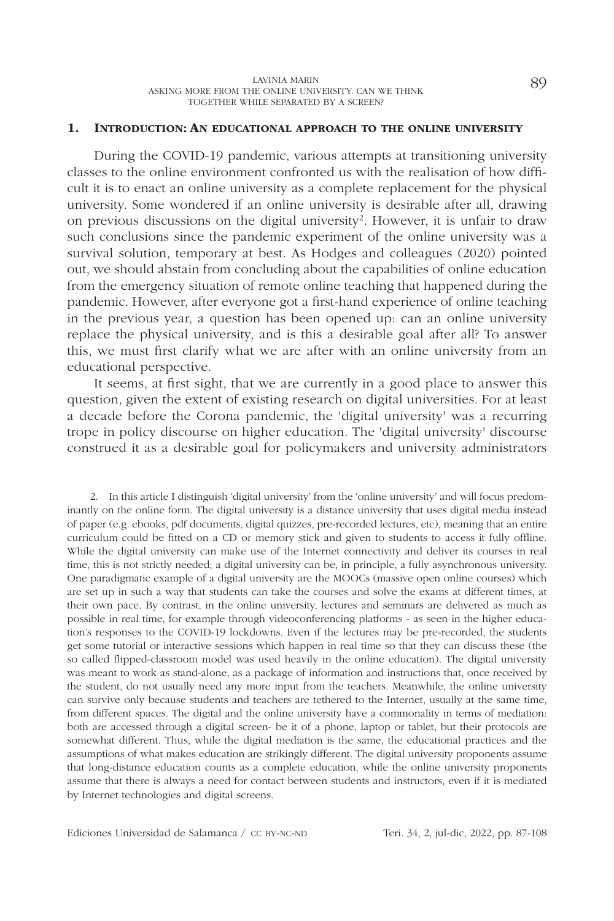## 1. Introduction: An educational approach to the online university

During the COVID-19 pandemic, various attempts at transitioning university classes to the online environment confronted us with the realisation of how difficult it is to enact an online university as a complete replacement for the physical university. Some wondered if an online university is desirable after all, drawing on previous discussions on the digital university[2]. However, it is unfair to draw such conclusions since the pandemic experiment of the online university was a survival solution, temporary at best. As Hodges and colleagues (2020) pointed out, we should abstain from concluding about the capabilities of online education from the emergency situation of remote online teaching that happened during the pandemic. However, after everyone got a first-hand experience of online teaching in the previous year, a question has been opened up: can an online university replace the physical university, and is this a desirable goal after all? To answer this, we must first clarify what we are after with an online university from an educational perspective.

It seems, at first sight, that we are currently in a good place to answer this question, given the extent of existing research on digital universities. For at least a decade before the Corona pandemic, the 'digital university' was a recurring trope in policy discourse on higher education. The 'digital university' discourse construed it as a desirable goal for policymakers and university administrators

2. In this article I distinguish 'digital university' from the 'online university' and will focus predominantly on the online form. The digital university is a distance university that uses digital media instead of paper (e.g. ebooks, pdf documents, digital quizzes, pre-recorded lectures, etc), meaning that an entire curriculum could be fitted on a CD or memory stick and given to students to access it fully offline. While the digital university can make use of the Internet connectivity and deliver its courses in real time, this is not strictly needed; a digital university can be, in principle, a fully asynchronous university. One paradigmatic example of a digital university are the MOOCs (massive open online courses) which are set up in such a way that students can take the courses and solve the exams at different times, at their own pace. By contrast, in the online university, lectures and seminars are delivered as much as possible in real time, for example through videoconferencing platforms - as seen in the higher education's responses to the COVID-19 lockdowns. Even if the lectures may be pre-recorded, the students get some tutorial or interactive sessions which happen in real time so that they can discuss these (the so called flipped-classroom model was used heavily in the online education). The digital university was meant to work as stand-alone, as a package of information and instructions that, once received by the student, do not usually need any more input from the teachers. Meanwhile, the online university can survive only because students and teachers are tethered to the Internet, usually at the same time, from different spaces. The digital and the online university have a commonality in terms of mediation: both are accessed through a digital screen- be it of a phone, laptop or tablet, but their protocols are somewhat different. Thus, while the digital mediation is the same, the educational practices and the assumptions of what makes education are strikingly different. The digital university proponents assume that long-distance education counts as a complete education, while the online university proponents assume that there is always a need for contact between students and instructors, even if it is mediated by Internet technologies and digital screens.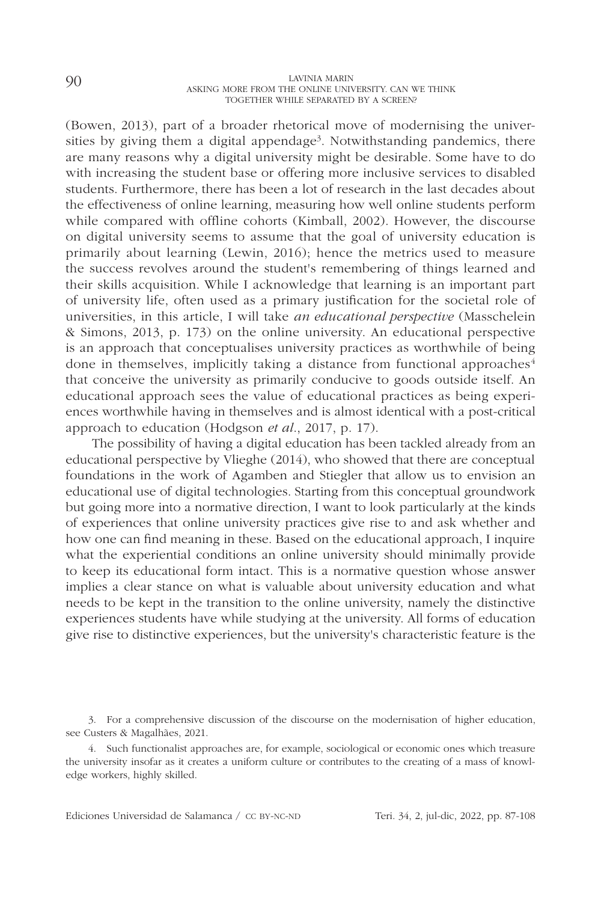(Bowen, 2013), part of a broader rhetorical move of modernising the universities by giving them a digital appendage[3]. Notwithstanding pandemics, there are many reasons why a digital university might be desirable. Some have to do with increasing the student base or offering more inclusive services to disabled students. Furthermore, there has been a lot of research in the last decades about the effectiveness of online learning, measuring how well online students perform while compared with offline cohorts (Kimball, 2002). However, the discourse on digital university seems to assume that the goal of university education is primarily about learning (Lewin, 2016); hence the metrics used to measure the success revolves around the student's remembering of things learned and their skills acquisition. While I acknowledge that learning is an important part of university life, often used as a primary justification for the societal role of universities, in this article, I will take *an educational perspective* (Masschelein & Simons, 2013, p. 173) on the online university. An educational perspective is an approach that conceptualises university practices as worthwhile of being done in themselves, implicitly taking a distance from functional approaches[4] that conceive the university as primarily conducive to goods outside itself. An educational approach sees the value of educational practices as being experiences worthwhile having in themselves and is almost identical with a post-critical approach to education (Hodgson *et al*., 2017, p. 17).

The possibility of having a digital education has been tackled already from an educational perspective by Vlieghe (2014), who showed that there are conceptual foundations in the work of Agamben and Stiegler that allow us to envision an educational use of digital technologies. Starting from this conceptual groundwork but going more into a normative direction, I want to look particularly at the kinds of experiences that online university practices give rise to and ask whether and how one can find meaning in these. Based on the educational approach, I inquire what the experiential conditions an online university should minimally provide to keep its educational form intact. This is a normative question whose answer implies a clear stance on what is valuable about university education and what needs to be kept in the transition to the online university, namely the distinctive experiences students have while studying at the university. All forms of education give rise to distinctive experiences, but the university's characteristic feature is the

3. For a comprehensive discussion of the discourse on the modernisation of higher education, see Custers & Magalhães, 2021.

4. Such functionalist approaches are, for example, sociological or economic ones which treasure the university insofar as it creates a uniform culture or contributes to the creating of a mass of knowledge workers, highly skilled.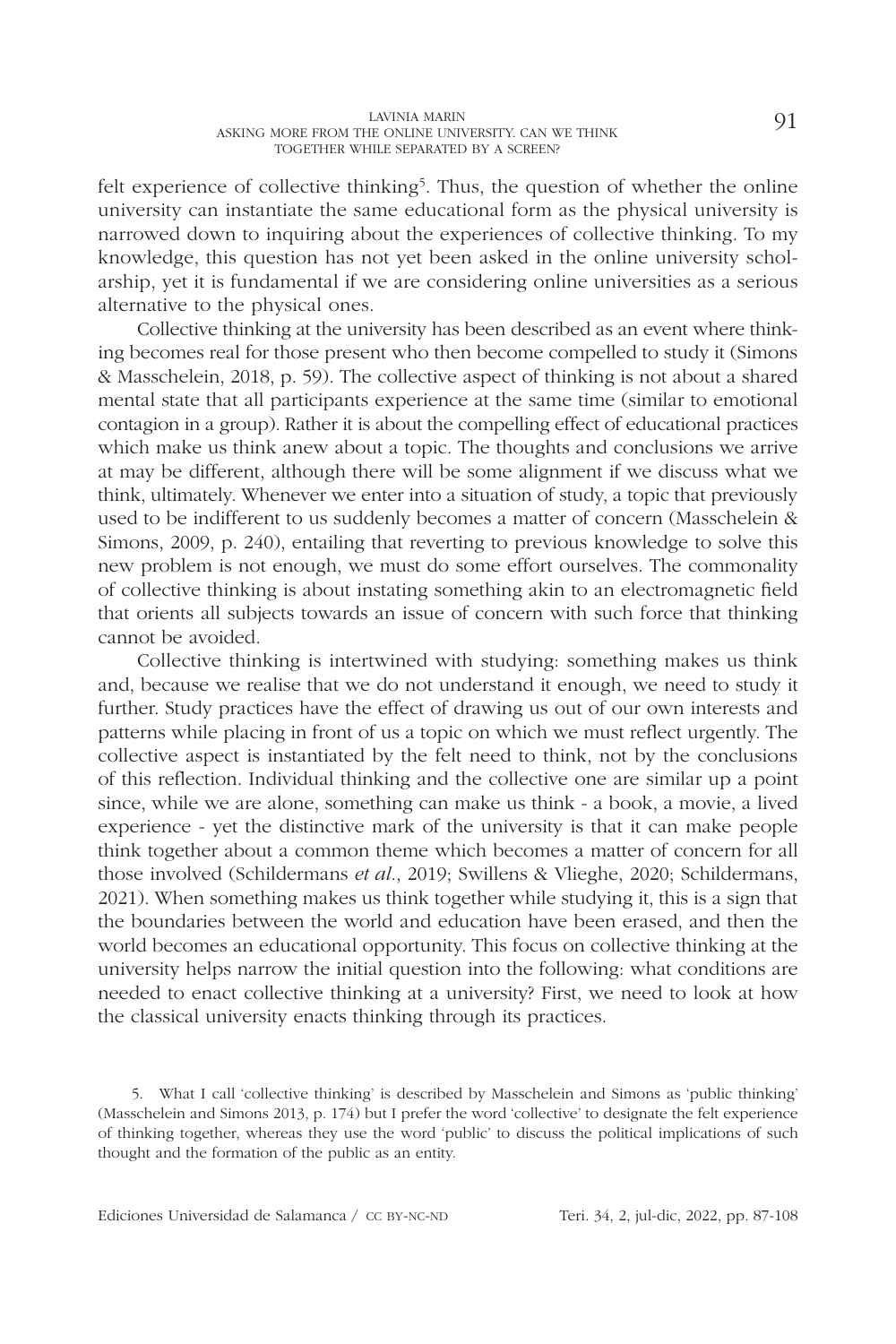felt experience of collective thinking[5]. Thus, the question of whether the online university can instantiate the same educational form as the physical university is narrowed down to inquiring about the experiences of collective thinking. To my knowledge, this question has not yet been asked in the online university scholarship, yet it is fundamental if we are considering online universities as a serious alternative to the physical ones.

Collective thinking at the university has been described as an event where thinking becomes real for those present who then become compelled to study it (Simons & Masschelein, 2018, p. 59). The collective aspect of thinking is not about a shared mental state that all participants experience at the same time (similar to emotional contagion in a group). Rather it is about the compelling effect of educational practices which make us think anew about a topic. The thoughts and conclusions we arrive at may be different, although there will be some alignment if we discuss what we think, ultimately. Whenever we enter into a situation of study, a topic that previously used to be indifferent to us suddenly becomes a matter of concern (Masschelein & Simons, 2009, p. 240), entailing that reverting to previous knowledge to solve this new problem is not enough, we must do some effort ourselves. The commonality of collective thinking is about instating something akin to an electromagnetic field that orients all subjects towards an issue of concern with such force that thinking cannot be avoided.

Collective thinking is intertwined with studying: something makes us think and, because we realise that we do not understand it enough, we need to study it further. Study practices have the effect of drawing us out of our own interests and patterns while placing in front of us a topic on which we must reflect urgently. The collective aspect is instantiated by the felt need to think, not by the conclusions of this reflection. Individual thinking and the collective one are similar up a point since, while we are alone, something can make us think - a book, a movie, a lived experience - yet the distinctive mark of the university is that it can make people think together about a common theme which becomes a matter of concern for all those involved (Schildermans *et al.*, 2019; Swillens & Vlieghe, 2020; Schildermans, 2021). When something makes us think together while studying it, this is a sign that the boundaries between the world and education have been erased, and then the world becomes an educational opportunity. This focus on collective thinking at the university helps narrow the initial question into the following: what conditions are needed to enact collective thinking at a university? First, we need to look at how the classical university enacts thinking through its practices.

5. What I call 'collective thinking' is described by Masschelein and Simons as 'public thinking' (Masschelein and Simons 2013, p. 174) but I prefer the word 'collective' to designate the felt experience of thinking together, whereas they use the word 'public' to discuss the political implications of such thought and the formation of the public as an entity.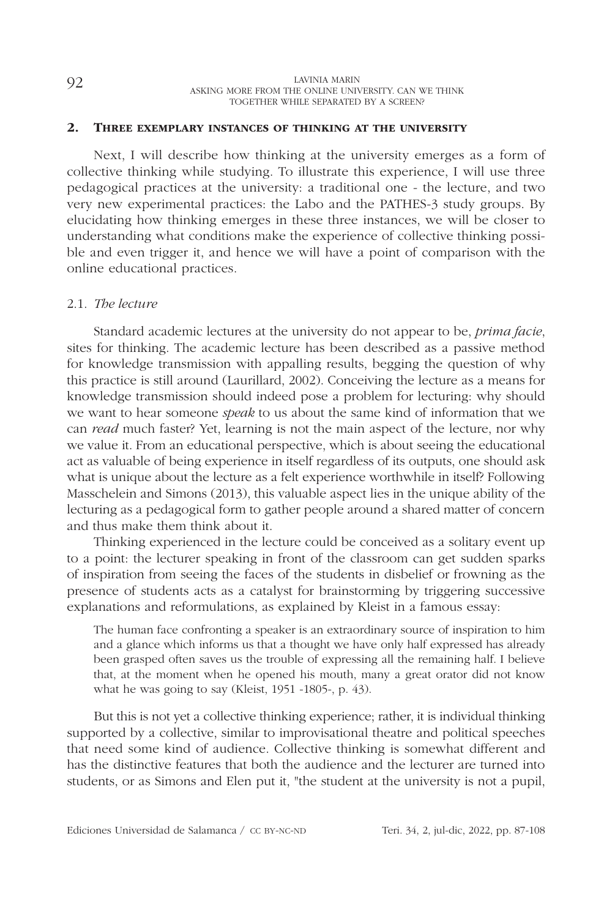## 2. Three exemplary instances of thinking at the university

Next, I will describe how thinking at the university emerges as a form of collective thinking while studying. To illustrate this experience, I will use three pedagogical practices at the university: a traditional one - the lecture, and two very new experimental practices: the Labo and the PATHES-3 study groups. By elucidating how thinking emerges in these three instances, we will be closer to understanding what conditions make the experience of collective thinking possible and even trigger it, and hence we will have a point of comparison with the online educational practices.

### 2.1. *The lecture*

Standard academic lectures at the university do not appear to be, *prima facie*, sites for thinking. The academic lecture has been described as a passive method for knowledge transmission with appalling results, begging the question of why this practice is still around (Laurillard, 2002). Conceiving the lecture as a means for knowledge transmission should indeed pose a problem for lecturing: why should we want to hear someone *speak* to us about the same kind of information that we can *read* much faster? Yet, learning is not the main aspect of the lecture, nor why we value it. From an educational perspective, which is about seeing the educational act as valuable of being experience in itself regardless of its outputs, one should ask what is unique about the lecture as a felt experience worthwhile in itself? Following Masschelein and Simons (2013), this valuable aspect lies in the unique ability of the lecturing as a pedagogical form to gather people around a shared matter of concern and thus make them think about it.

Thinking experienced in the lecture could be conceived as a solitary event up to a point: the lecturer speaking in front of the classroom can get sudden sparks of inspiration from seeing the faces of the students in disbelief or frowning as the presence of students acts as a catalyst for brainstorming by triggering successive explanations and reformulations, as explained by Kleist in a famous essay:

> The human face confronting a speaker is an extraordinary source of inspiration to him and a glance which informs us that a thought we have only half expressed has already been grasped often saves us the trouble of expressing all the remaining half. I believe that, at the moment when he opened his mouth, many a great orator did not know what he was going to say (Kleist, 1951 -1805-, p. 43).

But this is not yet a collective thinking experience; rather, it is individual thinking supported by a collective, similar to improvisational theatre and political speeches that need some kind of audience. Collective thinking is somewhat different and has the distinctive features that both the audience and the lecturer are turned into students, or as Simons and Elen put it, "the student at the university is not a pupil,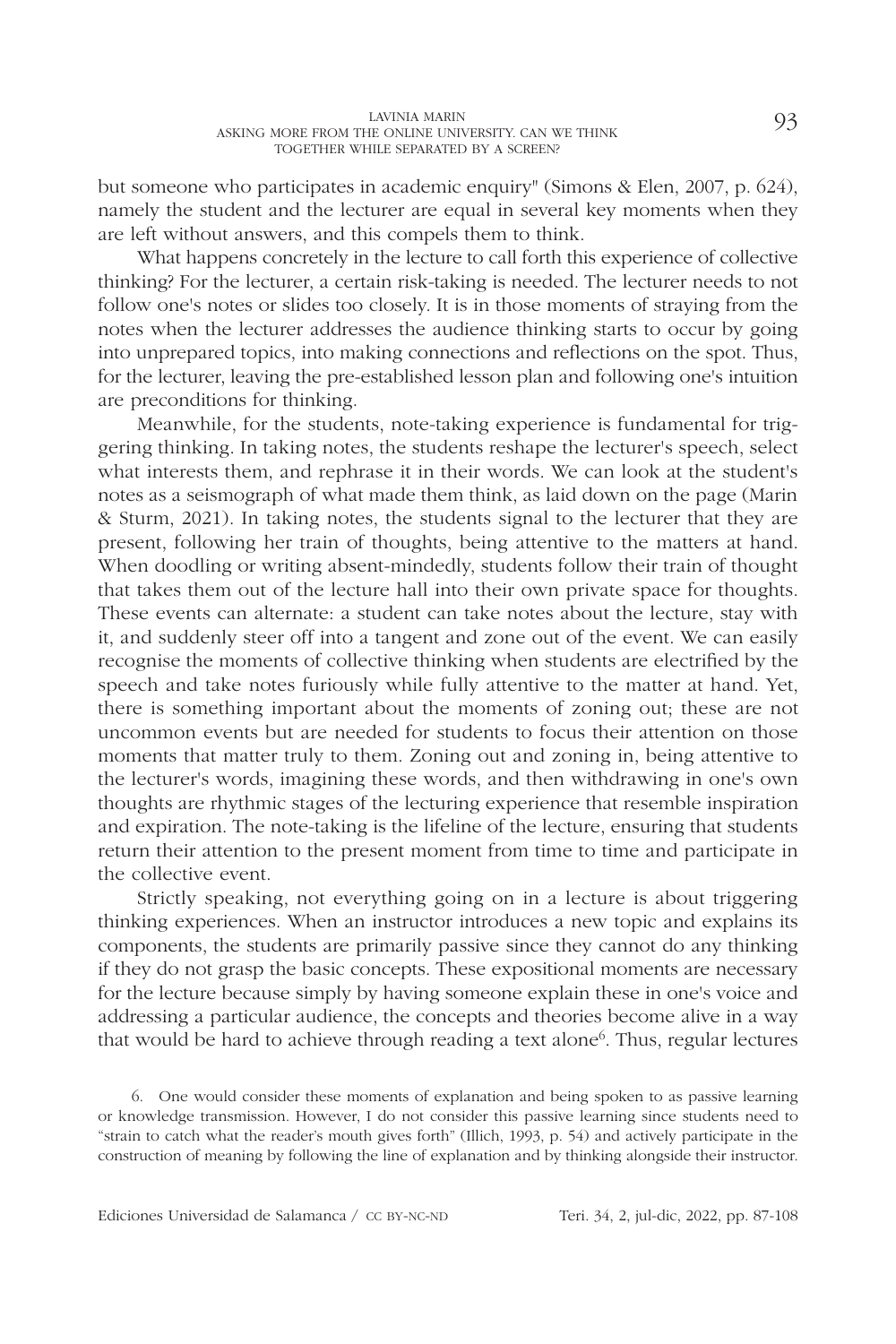but someone who participates in academic enquiry" (Simons & Elen, 2007, p. 624), namely the student and the lecturer are equal in several key moments when they are left without answers, and this compels them to think.

What happens concretely in the lecture to call forth this experience of collective thinking? For the lecturer, a certain risk-taking is needed. The lecturer needs to not follow one's notes or slides too closely. It is in those moments of straying from the notes when the lecturer addresses the audience thinking starts to occur by going into unprepared topics, into making connections and reflections on the spot. Thus, for the lecturer, leaving the pre-established lesson plan and following one's intuition are preconditions for thinking.

Meanwhile, for the students, note-taking experience is fundamental for triggering thinking. In taking notes, the students reshape the lecturer's speech, select what interests them, and rephrase it in their words. We can look at the student's notes as a seismograph of what made them think, as laid down on the page (Marin & Sturm, 2021). In taking notes, the students signal to the lecturer that they are present, following her train of thoughts, being attentive to the matters at hand. When doodling or writing absent-mindedly, students follow their train of thought that takes them out of the lecture hall into their own private space for thoughts. These events can alternate: a student can take notes about the lecture, stay with it, and suddenly steer off into a tangent and zone out of the event. We can easily recognise the moments of collective thinking when students are electrified by the speech and take notes furiously while fully attentive to the matter at hand. Yet, there is something important about the moments of zoning out; these are not uncommon events but are needed for students to focus their attention on those moments that matter truly to them. Zoning out and zoning in, being attentive to the lecturer's words, imagining these words, and then withdrawing in one's own thoughts are rhythmic stages of the lecturing experience that resemble inspiration and expiration. The note-taking is the lifeline of the lecture, ensuring that students return their attention to the present moment from time to time and participate in the collective event.

Strictly speaking, not everything going on in a lecture is about triggering thinking experiences. When an instructor introduces a new topic and explains its components, the students are primarily passive since they cannot do any thinking if they do not grasp the basic concepts. These expositional moments are necessary for the lecture because simply by having someone explain these in one's voice and addressing a particular audience, the concepts and theories become alive in a way that would be hard to achieve through reading a text alone[6]. Thus, regular lectures

6. One would consider these moments of explanation and being spoken to as passive learning or knowledge transmission. However, I do not consider this passive learning since students need to "strain to catch what the reader's mouth gives forth" (Illich, 1993, p. 54) and actively participate in the construction of meaning by following the line of explanation and by thinking alongside their instructor.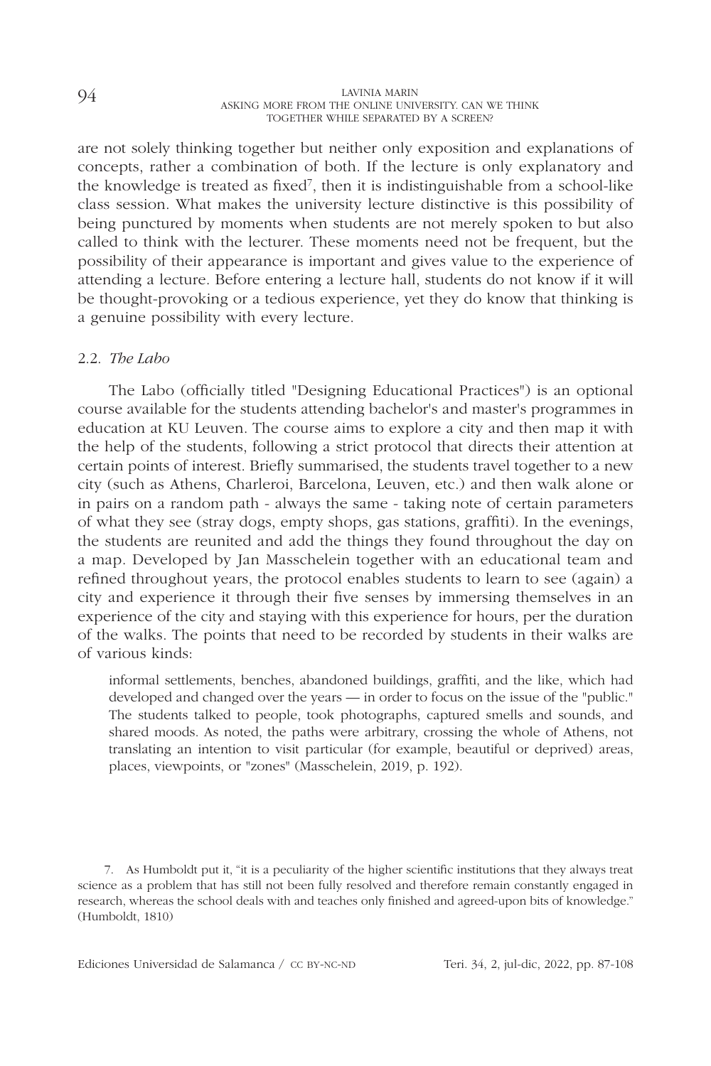are not solely thinking together but neither only exposition and explanations of concepts, rather a combination of both. If the lecture is only explanatory and the knowledge is treated as fixed[7], then it is indistinguishable from a school-like class session. What makes the university lecture distinctive is this possibility of being punctured by moments when students are not merely spoken to but also called to think with the lecturer. These moments need not be frequent, but the possibility of their appearance is important and gives value to the experience of attending a lecture. Before entering a lecture hall, students do not know if it will be thought-provoking or a tedious experience, yet they do know that thinking is a genuine possibility with every lecture.

### 2.2. *The Labo*

The Labo (officially titled "Designing Educational Practices") is an optional course available for the students attending bachelor's and master's programmes in education at KU Leuven. The course aims to explore a city and then map it with the help of the students, following a strict protocol that directs their attention at certain points of interest. Briefly summarised, the students travel together to a new city (such as Athens, Charleroi, Barcelona, Leuven, etc.) and then walk alone or in pairs on a random path - always the same - taking note of certain parameters of what they see (stray dogs, empty shops, gas stations, graffiti). In the evenings, the students are reunited and add the things they found throughout the day on a map. Developed by Jan Masschelein together with an educational team and refined throughout years, the protocol enables students to learn to see (again) a city and experience it through their five senses by immersing themselves in an experience of the city and staying with this experience for hours, per the duration of the walks. The points that need to be recorded by students in their walks are of various kinds:

> informal settlements, benches, abandoned buildings, graffiti, and the like, which had developed and changed over the years — in order to focus on the issue of the "public." The students talked to people, took photographs, captured smells and sounds, and shared moods. As noted, the paths were arbitrary, crossing the whole of Athens, not translating an intention to visit particular (for example, beautiful or deprived) areas, places, viewpoints, or "zones" (Masschelein, 2019, p. 192).

7. As Humboldt put it, "it is a peculiarity of the higher scientific institutions that they always treat science as a problem that has still not been fully resolved and therefore remain constantly engaged in research, whereas the school deals with and teaches only finished and agreed-upon bits of knowledge." (Humboldt, 1810)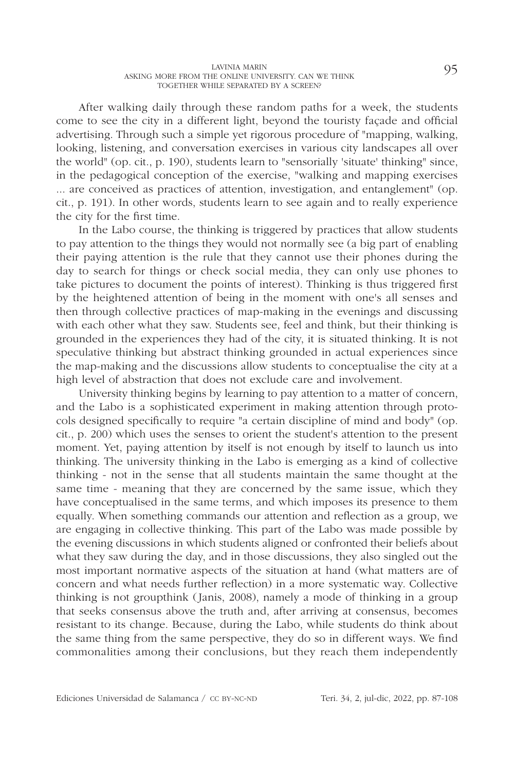After walking daily through these random paths for a week, the students come to see the city in a different light, beyond the touristy façade and official advertising. Through such a simple yet rigorous procedure of "mapping, walking, looking, listening, and conversation exercises in various city landscapes all over the world" (op. cit., p. 190), students learn to "sensorially 'situate' thinking" since, in the pedagogical conception of the exercise, "walking and mapping exercises ... are conceived as practices of attention, investigation, and entanglement" (op. cit., p. 191). In other words, students learn to see again and to really experience the city for the first time.

In the Labo course, the thinking is triggered by practices that allow students to pay attention to the things they would not normally see (a big part of enabling their paying attention is the rule that they cannot use their phones during the day to search for things or check social media, they can only use phones to take pictures to document the points of interest). Thinking is thus triggered first by the heightened attention of being in the moment with one's all senses and then through collective practices of map-making in the evenings and discussing with each other what they saw. Students see, feel and think, but their thinking is grounded in the experiences they had of the city, it is situated thinking. It is not speculative thinking but abstract thinking grounded in actual experiences since the map-making and the discussions allow students to conceptualise the city at a high level of abstraction that does not exclude care and involvement.

University thinking begins by learning to pay attention to a matter of concern, and the Labo is a sophisticated experiment in making attention through protocols designed specifically to require "a certain discipline of mind and body" (op. cit., p. 200) which uses the senses to orient the student's attention to the present moment. Yet, paying attention by itself is not enough by itself to launch us into thinking. The university thinking in the Labo is emerging as a kind of collective thinking - not in the sense that all students maintain the same thought at the same time - meaning that they are concerned by the same issue, which they have conceptualised in the same terms, and which imposes its presence to them equally. When something commands our attention and reflection as a group, we are engaging in collective thinking. This part of the Labo was made possible by the evening discussions in which students aligned or confronted their beliefs about what they saw during the day, and in those discussions, they also singled out the most important normative aspects of the situation at hand (what matters are of concern and what needs further reflection) in a more systematic way. Collective thinking is not groupthink (Janis, 2008), namely a mode of thinking in a group that seeks consensus above the truth and, after arriving at consensus, becomes resistant to its change. Because, during the Labo, while students do think about the same thing from the same perspective, they do so in different ways. We find commonalities among their conclusions, but they reach them independently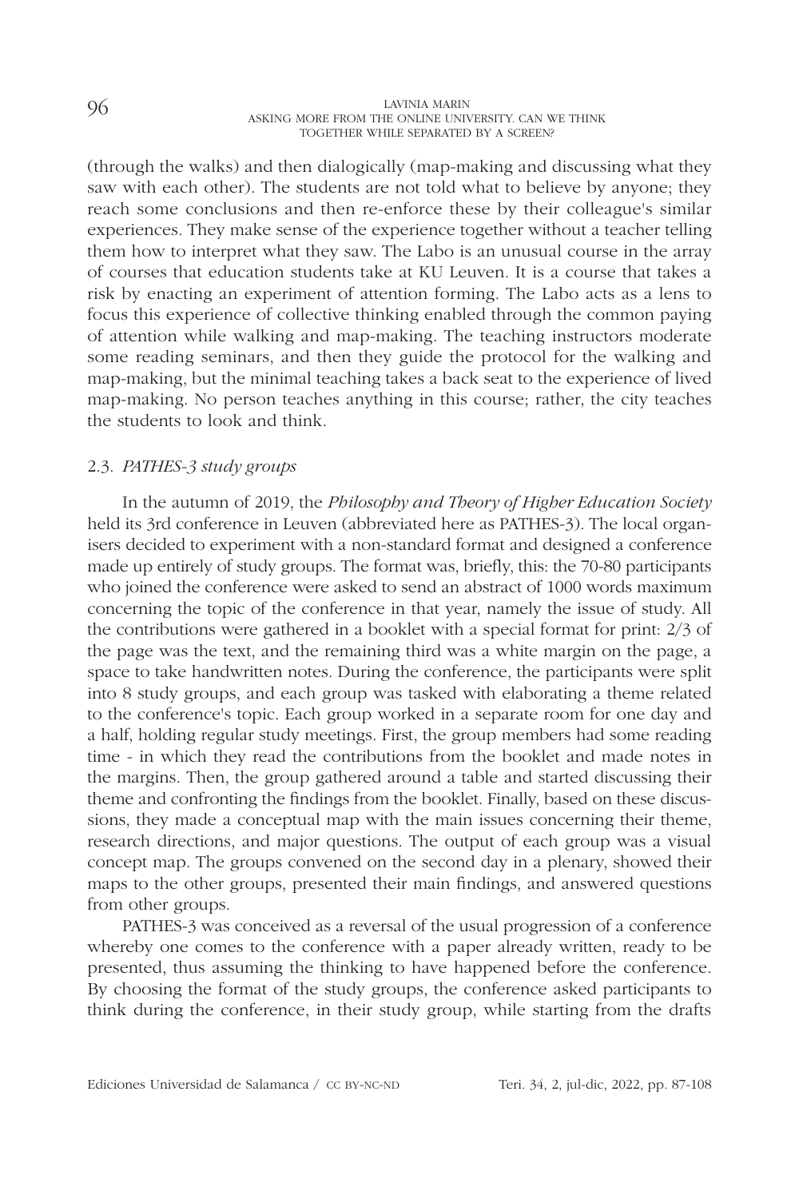(through the walks) and then dialogically (map-making and discussing what they saw with each other). The students are not told what to believe by anyone; they reach some conclusions and then re-enforce these by their colleague's similar experiences. They make sense of the experience together without a teacher telling them how to interpret what they saw. The Labo is an unusual course in the array of courses that education students take at KU Leuven. It is a course that takes a risk by enacting an experiment of attention forming. The Labo acts as a lens to focus this experience of collective thinking enabled through the common paying of attention while walking and map-making. The teaching instructors moderate some reading seminars, and then they guide the protocol for the walking and map-making, but the minimal teaching takes a back seat to the experience of lived map-making. No person teaches anything in this course; rather, the city teaches the students to look and think.

### 2.3. *PATHES-3 study groups*

In the autumn of 2019, the *Philosophy and Theory of Higher Education Society* held its 3rd conference in Leuven (abbreviated here as PATHES-3). The local organisers decided to experiment with a non-standard format and designed a conference made up entirely of study groups. The format was, briefly, this: the 70-80 participants who joined the conference were asked to send an abstract of 1000 words maximum concerning the topic of the conference in that year, namely the issue of study. All the contributions were gathered in a booklet with a special format for print: 2/3 of the page was the text, and the remaining third was a white margin on the page, a space to take handwritten notes. During the conference, the participants were split into 8 study groups, and each group was tasked with elaborating a theme related to the conference's topic. Each group worked in a separate room for one day and a half, holding regular study meetings. First, the group members had some reading time - in which they read the contributions from the booklet and made notes in the margins. Then, the group gathered around a table and started discussing their theme and confronting the findings from the booklet. Finally, based on these discussions, they made a conceptual map with the main issues concerning their theme, research directions, and major questions. The output of each group was a visual concept map. The groups convened on the second day in a plenary, showed their maps to the other groups, presented their main findings, and answered questions from other groups.

PATHES-3 was conceived as a reversal of the usual progression of a conference whereby one comes to the conference with a paper already written, ready to be presented, thus assuming the thinking to have happened before the conference. By choosing the format of the study groups, the conference asked participants to think during the conference, in their study group, while starting from the drafts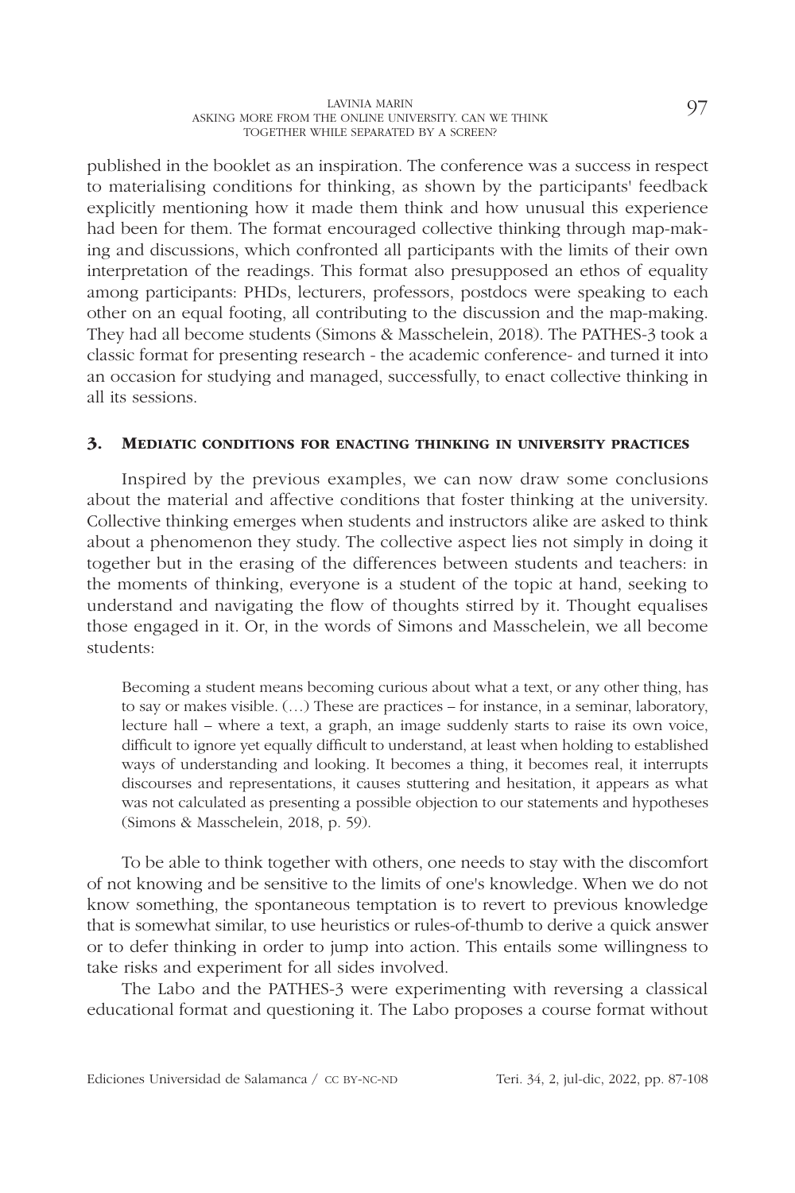published in the booklet as an inspiration. The conference was a success in respect to materialising conditions for thinking, as shown by the participants' feedback explicitly mentioning how it made them think and how unusual this experience had been for them. The format encouraged collective thinking through map-making and discussions, which confronted all participants with the limits of their own interpretation of the readings. This format also presupposed an ethos of equality among participants: PHDs, lecturers, professors, postdocs were speaking to each other on an equal footing, all contributing to the discussion and the map-making. They had all become students (Simons & Masschelein, 2018). The PATHES-3 took a classic format for presenting research - the academic conference- and turned it into an occasion for studying and managed, successfully, to enact collective thinking in all its sessions.

## 3. Mediatic conditions for enacting thinking in university practices

Inspired by the previous examples, we can now draw some conclusions about the material and affective conditions that foster thinking at the university. Collective thinking emerges when students and instructors alike are asked to think about a phenomenon they study. The collective aspect lies not simply in doing it together but in the erasing of the differences between students and teachers: in the moments of thinking, everyone is a student of the topic at hand, seeking to understand and navigating the flow of thoughts stirred by it. Thought equalises those engaged in it. Or, in the words of Simons and Masschelein, we all become students:

> Becoming a student means becoming curious about what a text, or any other thing, has to say or makes visible. (…) These are practices – for instance, in a seminar, laboratory, lecture hall – where a text, a graph, an image suddenly starts to raise its own voice, difficult to ignore yet equally difficult to understand, at least when holding to established ways of understanding and looking. It becomes a thing, it becomes real, it interrupts discourses and representations, it causes stuttering and hesitation, it appears as what was not calculated as presenting a possible objection to our statements and hypotheses (Simons & Masschelein, 2018, p. 59).

To be able to think together with others, one needs to stay with the discomfort of not knowing and be sensitive to the limits of one's knowledge. When we do not know something, the spontaneous temptation is to revert to previous knowledge that is somewhat similar, to use heuristics or rules-of-thumb to derive a quick answer or to defer thinking in order to jump into action. This entails some willingness to take risks and experiment for all sides involved.

The Labo and the PATHES-3 were experimenting with reversing a classical educational format and questioning it. The Labo proposes a course format without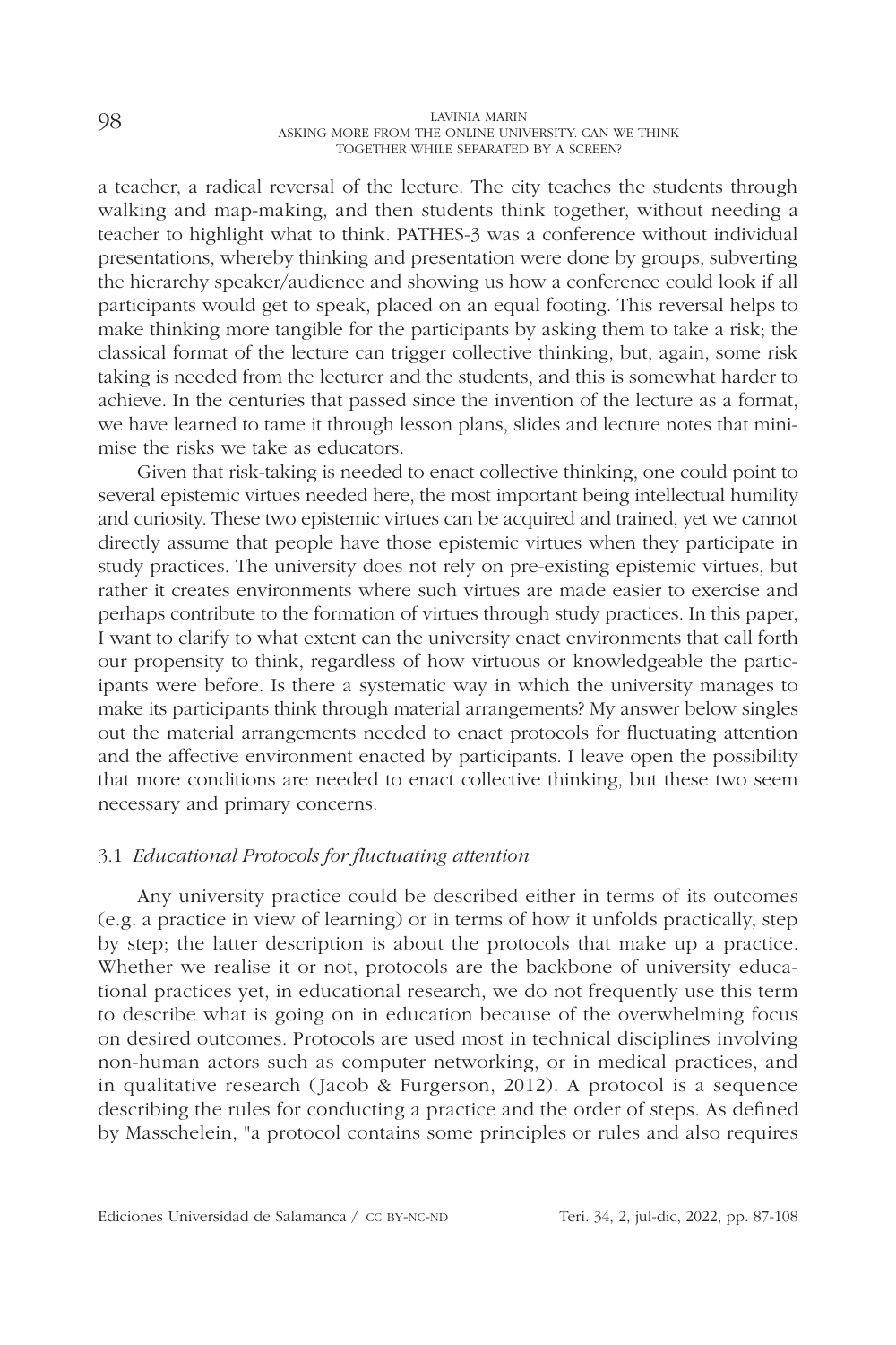a teacher, a radical reversal of the lecture. The city teaches the students through walking and map-making, and then students think together, without needing a teacher to highlight what to think. PATHES-3 was a conference without individual presentations, whereby thinking and presentation were done by groups, subverting the hierarchy speaker/audience and showing us how a conference could look if all participants would get to speak, placed on an equal footing. This reversal helps to make thinking more tangible for the participants by asking them to take a risk; the classical format of the lecture can trigger collective thinking, but, again, some risk taking is needed from the lecturer and the students, and this is somewhat harder to achieve. In the centuries that passed since the invention of the lecture as a format, we have learned to tame it through lesson plans, slides and lecture notes that minimise the risks we take as educators.

Given that risk-taking is needed to enact collective thinking, one could point to several epistemic virtues needed here, the most important being intellectual humility and curiosity. These two epistemic virtues can be acquired and trained, yet we cannot directly assume that people have those epistemic virtues when they participate in study practices. The university does not rely on pre-existing epistemic virtues, but rather it creates environments where such virtues are made easier to exercise and perhaps contribute to the formation of virtues through study practices. In this paper, I want to clarify to what extent can the university enact environments that call forth our propensity to think, regardless of how virtuous or knowledgeable the participants were before. Is there a systematic way in which the university manages to make its participants think through material arrangements? My answer below singles out the material arrangements needed to enact protocols for fluctuating attention and the affective environment enacted by participants. I leave open the possibility that more conditions are needed to enact collective thinking, but these two seem necessary and primary concerns.

### 3.1 *Educational Protocols for fluctuating attention*

Any university practice could be described either in terms of its outcomes (e.g. a practice in view of learning) or in terms of how it unfolds practically, step by step; the latter description is about the protocols that make up a practice. Whether we realise it or not, protocols are the backbone of university educational practices yet, in educational research, we do not frequently use this term to describe what is going on in education because of the overwhelming focus on desired outcomes. Protocols are used most in technical disciplines involving non-human actors such as computer networking, or in medical practices, and in qualitative research (Jacob & Furgerson, 2012). A protocol is a sequence describing the rules for conducting a practice and the order of steps. As defined by Masschelein, "a protocol contains some principles or rules and also requires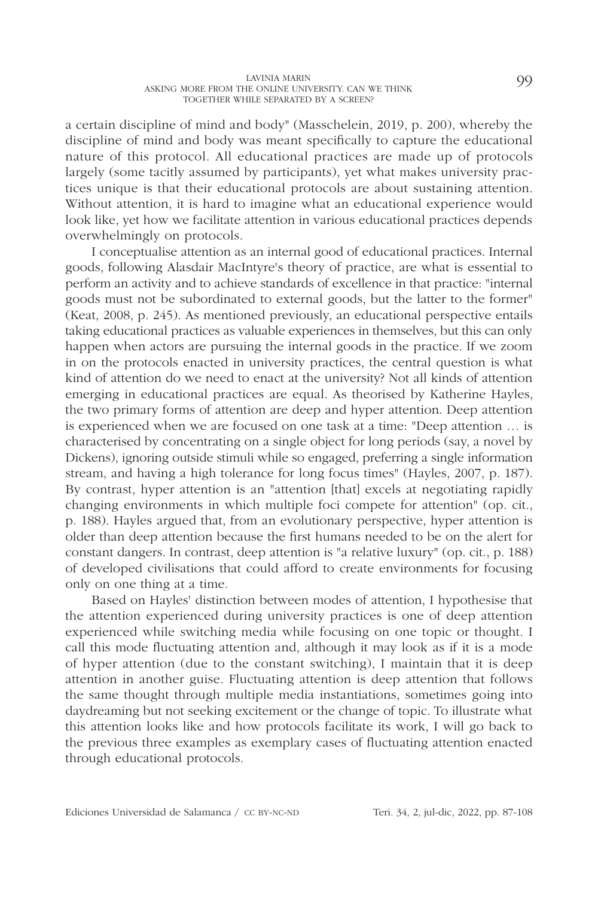a certain discipline of mind and body" (Masschelein, 2019, p. 200), whereby the discipline of mind and body was meant specifically to capture the educational nature of this protocol. All educational practices are made up of protocols largely (some tacitly assumed by participants), yet what makes university practices unique is that their educational protocols are about sustaining attention. Without attention, it is hard to imagine what an educational experience would look like, yet how we facilitate attention in various educational practices depends overwhelmingly on protocols.

I conceptualise attention as an internal good of educational practices. Internal goods, following Alasdair MacIntyre's theory of practice, are what is essential to perform an activity and to achieve standards of excellence in that practice: "internal goods must not be subordinated to external goods, but the latter to the former" (Keat, 2008, p. 245). As mentioned previously, an educational perspective entails taking educational practices as valuable experiences in themselves, but this can only happen when actors are pursuing the internal goods in the practice. If we zoom in on the protocols enacted in university practices, the central question is what kind of attention do we need to enact at the university? Not all kinds of attention emerging in educational practices are equal. As theorised by Katherine Hayles, the two primary forms of attention are deep and hyper attention. Deep attention is experienced when we are focused on one task at a time: "Deep attention … is characterised by concentrating on a single object for long periods (say, a novel by Dickens), ignoring outside stimuli while so engaged, preferring a single information stream, and having a high tolerance for long focus times" (Hayles, 2007, p. 187). By contrast, hyper attention is an "attention [that] excels at negotiating rapidly changing environments in which multiple foci compete for attention" (op. cit., p. 188). Hayles argued that, from an evolutionary perspective, hyper attention is older than deep attention because the first humans needed to be on the alert for constant dangers. In contrast, deep attention is "a relative luxury" (op. cit., p. 188) of developed civilisations that could afford to create environments for focusing only on one thing at a time.

Based on Hayles' distinction between modes of attention, I hypothesise that the attention experienced during university practices is one of deep attention experienced while switching media while focusing on one topic or thought. I call this mode fluctuating attention and, although it may look as if it is a mode of hyper attention (due to the constant switching), I maintain that it is deep attention in another guise. Fluctuating attention is deep attention that follows the same thought through multiple media instantiations, sometimes going into daydreaming but not seeking excitement or the change of topic. To illustrate what this attention looks like and how protocols facilitate its work, I will go back to the previous three examples as exemplary cases of fluctuating attention enacted through educational protocols.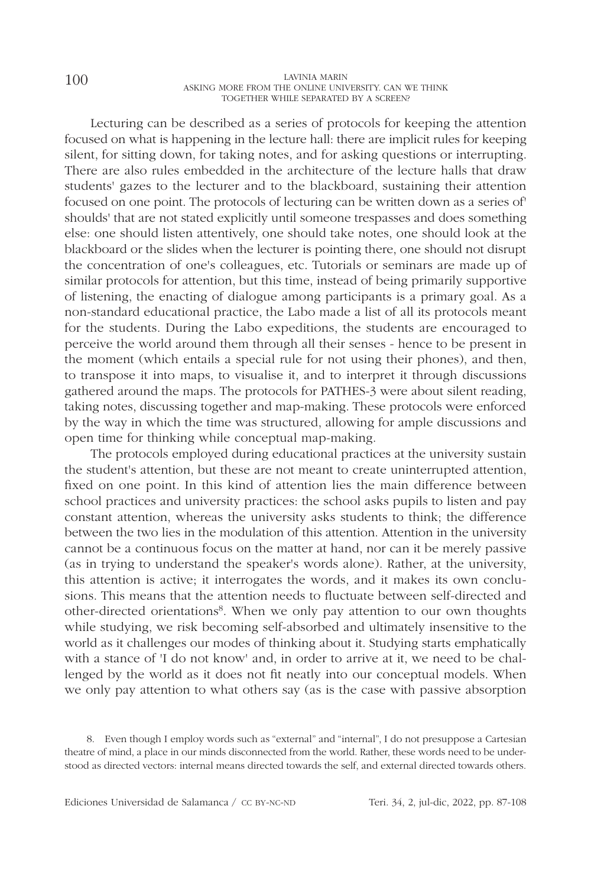Lecturing can be described as a series of protocols for keeping the attention focused on what is happening in the lecture hall: there are implicit rules for keeping silent, for sitting down, for taking notes, and for asking questions or interrupting. There are also rules embedded in the architecture of the lecture halls that draw students' gazes to the lecturer and to the blackboard, sustaining their attention focused on one point. The protocols of lecturing can be written down as a series of' shoulds' that are not stated explicitly until someone trespasses and does something else: one should listen attentively, one should take notes, one should look at the blackboard or the slides when the lecturer is pointing there, one should not disrupt the concentration of one's colleagues, etc. Tutorials or seminars are made up of similar protocols for attention, but this time, instead of being primarily supportive of listening, the enacting of dialogue among participants is a primary goal. As a non-standard educational practice, the Labo made a list of all its protocols meant for the students. During the Labo expeditions, the students are encouraged to perceive the world around them through all their senses - hence to be present in the moment (which entails a special rule for not using their phones), and then, to transpose it into maps, to visualise it, and to interpret it through discussions gathered around the maps. The protocols for PATHES-3 were about silent reading, taking notes, discussing together and map-making. These protocols were enforced by the way in which the time was structured, allowing for ample discussions and open time for thinking while conceptual map-making.

The protocols employed during educational practices at the university sustain the student's attention, but these are not meant to create uninterrupted attention, fixed on one point. In this kind of attention lies the main difference between school practices and university practices: the school asks pupils to listen and pay constant attention, whereas the university asks students to think; the difference between the two lies in the modulation of this attention. Attention in the university cannot be a continuous focus on the matter at hand, nor can it be merely passive (as in trying to understand the speaker's words alone). Rather, at the university, this attention is active; it interrogates the words, and it makes its own conclusions. This means that the attention needs to fluctuate between self-directed and other-directed orientations[8]. When we only pay attention to our own thoughts while studying, we risk becoming self-absorbed and ultimately insensitive to the world as it challenges our modes of thinking about it. Studying starts emphatically with a stance of 'I do not know' and, in order to arrive at it, we need to be challenged by the world as it does not fit neatly into our conceptual models. When we only pay attention to what others say (as is the case with passive absorption

8. Even though I employ words such as "external" and "internal", I do not presuppose a Cartesian theatre of mind, a place in our minds disconnected from the world. Rather, these words need to be understood as directed vectors: internal means directed towards the self, and external directed towards others.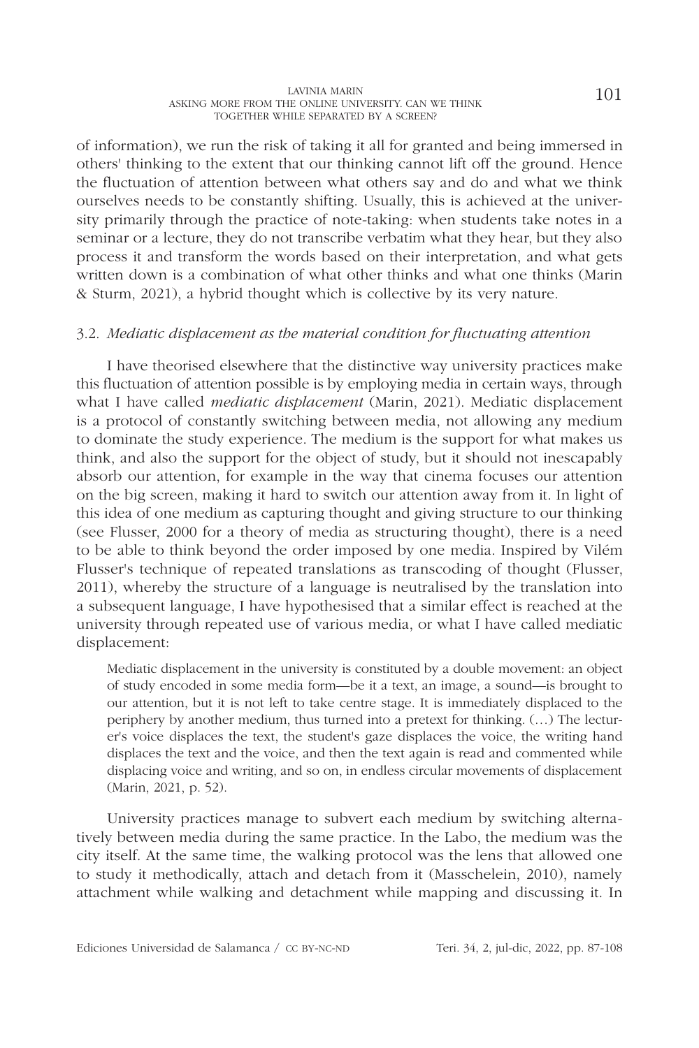of information), we run the risk of taking it all for granted and being immersed in others' thinking to the extent that our thinking cannot lift off the ground. Hence the fluctuation of attention between what others say and do and what we think ourselves needs to be constantly shifting. Usually, this is achieved at the university primarily through the practice of note-taking: when students take notes in a seminar or a lecture, they do not transcribe verbatim what they hear, but they also process it and transform the words based on their interpretation, and what gets written down is a combination of what other thinks and what one thinks (Marin & Sturm, 2021), a hybrid thought which is collective by its very nature.

### 3.2. *Mediatic displacement as the material condition for fluctuating attention*

I have theorised elsewhere that the distinctive way university practices make this fluctuation of attention possible is by employing media in certain ways, through what I have called *mediatic displacement* (Marin, 2021). Mediatic displacement is a protocol of constantly switching between media, not allowing any medium to dominate the study experience. The medium is the support for what makes us think, and also the support for the object of study, but it should not inescapably absorb our attention, for example in the way that cinema focuses our attention on the big screen, making it hard to switch our attention away from it. In light of this idea of one medium as capturing thought and giving structure to our thinking (see Flusser, 2000 for a theory of media as structuring thought), there is a need to be able to think beyond the order imposed by one media. Inspired by Vilém Flusser's technique of repeated translations as transcoding of thought (Flusser, 2011), whereby the structure of a language is neutralised by the translation into a subsequent language, I have hypothesised that a similar effect is reached at the university through repeated use of various media, or what I have called mediatic displacement:

> Mediatic displacement in the university is constituted by a double movement: an object of study encoded in some media form—be it a text, an image, a sound—is brought to our attention, but it is not left to take centre stage. It is immediately displaced to the periphery by another medium, thus turned into a pretext for thinking. (…) The lecturer's voice displaces the text, the student's gaze displaces the voice, the writing hand displaces the text and the voice, and then the text again is read and commented while displacing voice and writing, and so on, in endless circular movements of displacement (Marin, 2021, p. 52).

University practices manage to subvert each medium by switching alternatively between media during the same practice. In the Labo, the medium was the city itself. At the same time, the walking protocol was the lens that allowed one to study it methodically, attach and detach from it (Masschelein, 2010), namely attachment while walking and detachment while mapping and discussing it. In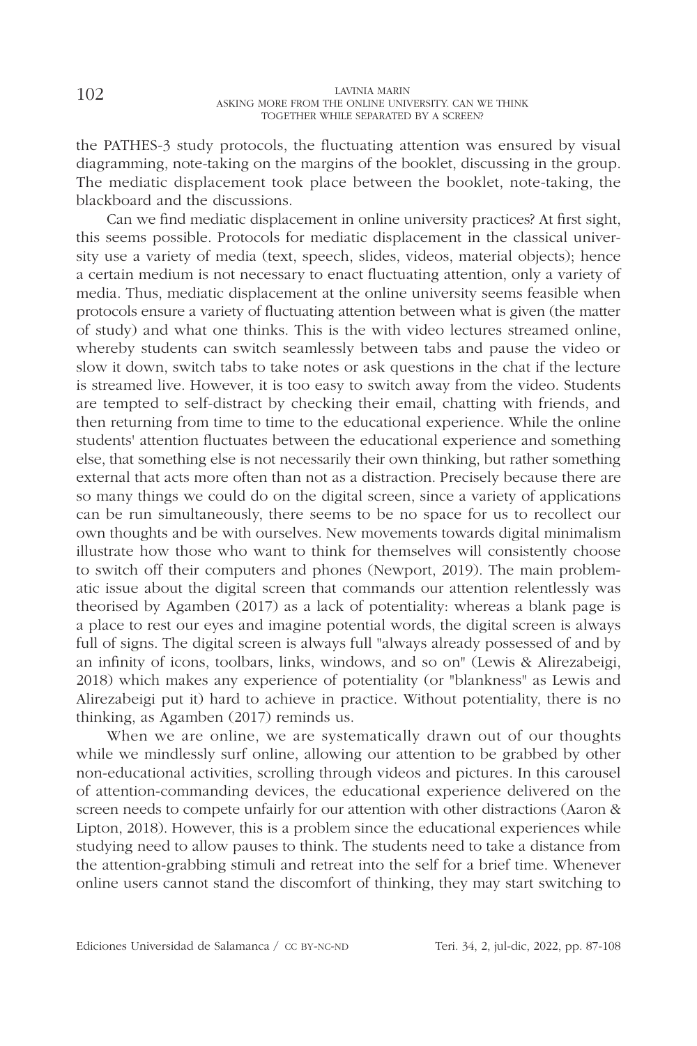the PATHES-3 study protocols, the fluctuating attention was ensured by visual diagramming, note-taking on the margins of the booklet, discussing in the group. The mediatic displacement took place between the booklet, note-taking, the blackboard and the discussions.

Can we find mediatic displacement in online university practices? At first sight, this seems possible. Protocols for mediatic displacement in the classical university use a variety of media (text, speech, slides, videos, material objects); hence a certain medium is not necessary to enact fluctuating attention, only a variety of media. Thus, mediatic displacement at the online university seems feasible when protocols ensure a variety of fluctuating attention between what is given (the matter of study) and what one thinks. This is the with video lectures streamed online, whereby students can switch seamlessly between tabs and pause the video or slow it down, switch tabs to take notes or ask questions in the chat if the lecture is streamed live. However, it is too easy to switch away from the video. Students are tempted to self-distract by checking their email, chatting with friends, and then returning from time to time to the educational experience. While the online students' attention fluctuates between the educational experience and something else, that something else is not necessarily their own thinking, but rather something external that acts more often than not as a distraction. Precisely because there are so many things we could do on the digital screen, since a variety of applications can be run simultaneously, there seems to be no space for us to recollect our own thoughts and be with ourselves. New movements towards digital minimalism illustrate how those who want to think for themselves will consistently choose to switch off their computers and phones (Newport, 2019). The main problematic issue about the digital screen that commands our attention relentlessly was theorised by Agamben (2017) as a lack of potentiality: whereas a blank page is a place to rest our eyes and imagine potential words, the digital screen is always full of signs. The digital screen is always full "always already possessed of and by an infinity of icons, toolbars, links, windows, and so on" (Lewis & Alirezabeigi, 2018) which makes any experience of potentiality (or "blankness" as Lewis and Alirezabeigi put it) hard to achieve in practice. Without potentiality, there is no thinking, as Agamben (2017) reminds us.

When we are online, we are systematically drawn out of our thoughts while we mindlessly surf online, allowing our attention to be grabbed by other non-educational activities, scrolling through videos and pictures. In this carousel of attention-commanding devices, the educational experience delivered on the screen needs to compete unfairly for our attention with other distractions (Aaron & Lipton, 2018). However, this is a problem since the educational experiences while studying need to allow pauses to think. The students need to take a distance from the attention-grabbing stimuli and retreat into the self for a brief time. Whenever online users cannot stand the discomfort of thinking, they may start switching to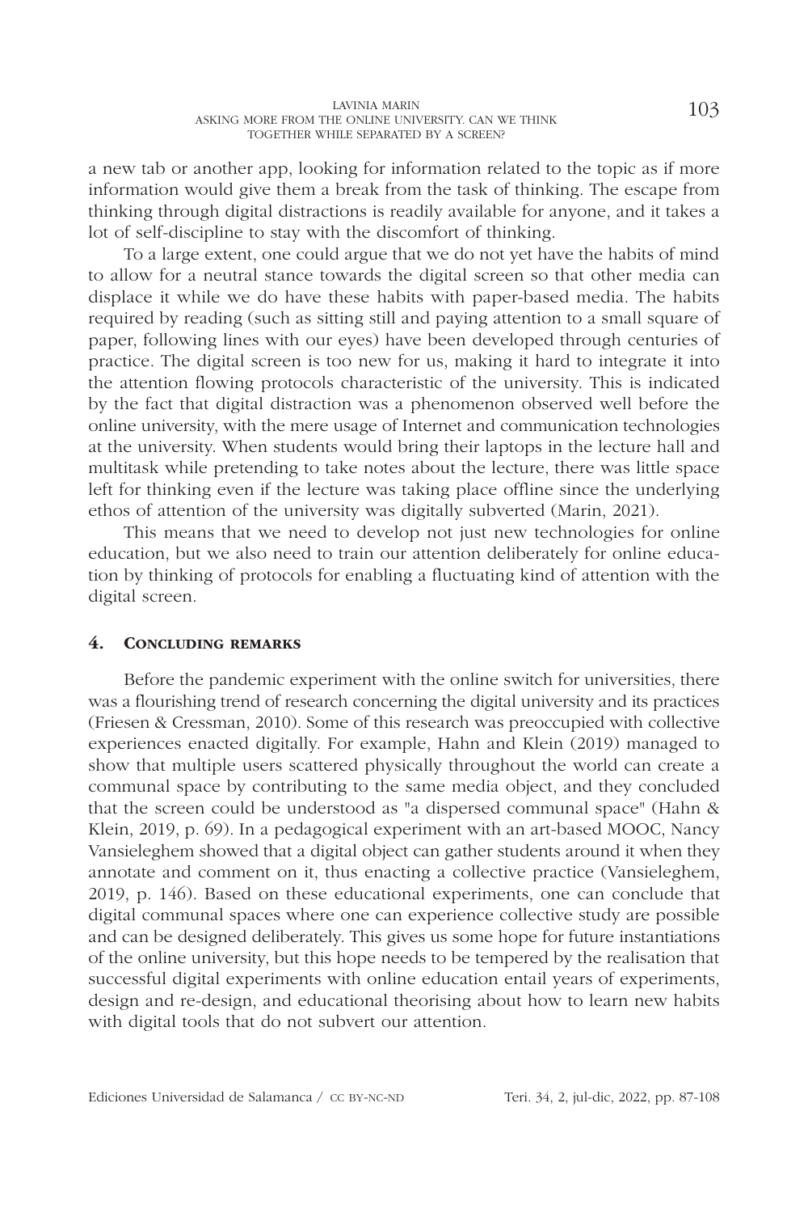a new tab or another app, looking for information related to the topic as if more information would give them a break from the task of thinking. The escape from thinking through digital distractions is readily available for anyone, and it takes a lot of self-discipline to stay with the discomfort of thinking.

To a large extent, one could argue that we do not yet have the habits of mind to allow for a neutral stance towards the digital screen so that other media can displace it while we do have these habits with paper-based media. The habits required by reading (such as sitting still and paying attention to a small square of paper, following lines with our eyes) have been developed through centuries of practice. The digital screen is too new for us, making it hard to integrate it into the attention flowing protocols characteristic of the university. This is indicated by the fact that digital distraction was a phenomenon observed well before the online university, with the mere usage of Internet and communication technologies at the university. When students would bring their laptops in the lecture hall and multitask while pretending to take notes about the lecture, there was little space left for thinking even if the lecture was taking place offline since the underlying ethos of attention of the university was digitally subverted (Marin, 2021).

This means that we need to develop not just new technologies for online education, but we also need to train our attention deliberately for online education by thinking of protocols for enabling a fluctuating kind of attention with the digital screen.

## 4. Concluding remarks

Before the pandemic experiment with the online switch for universities, there was a flourishing trend of research concerning the digital university and its practices (Friesen & Cressman, 2010). Some of this research was preoccupied with collective experiences enacted digitally. For example, Hahn and Klein (2019) managed to show that multiple users scattered physically throughout the world can create a communal space by contributing to the same media object, and they concluded that the screen could be understood as "a dispersed communal space" (Hahn & Klein, 2019, p. 69). In a pedagogical experiment with an art-based MOOC, Nancy Vansieleghem showed that a digital object can gather students around it when they annotate and comment on it, thus enacting a collective practice (Vansieleghem, 2019, p. 146). Based on these educational experiments, one can conclude that digital communal spaces where one can experience collective study are possible and can be designed deliberately. This gives us some hope for future instantiations of the online university, but this hope needs to be tempered by the realisation that successful digital experiments with online education entail years of experiments, design and re-design, and educational theorising about how to learn new habits with digital tools that do not subvert our attention.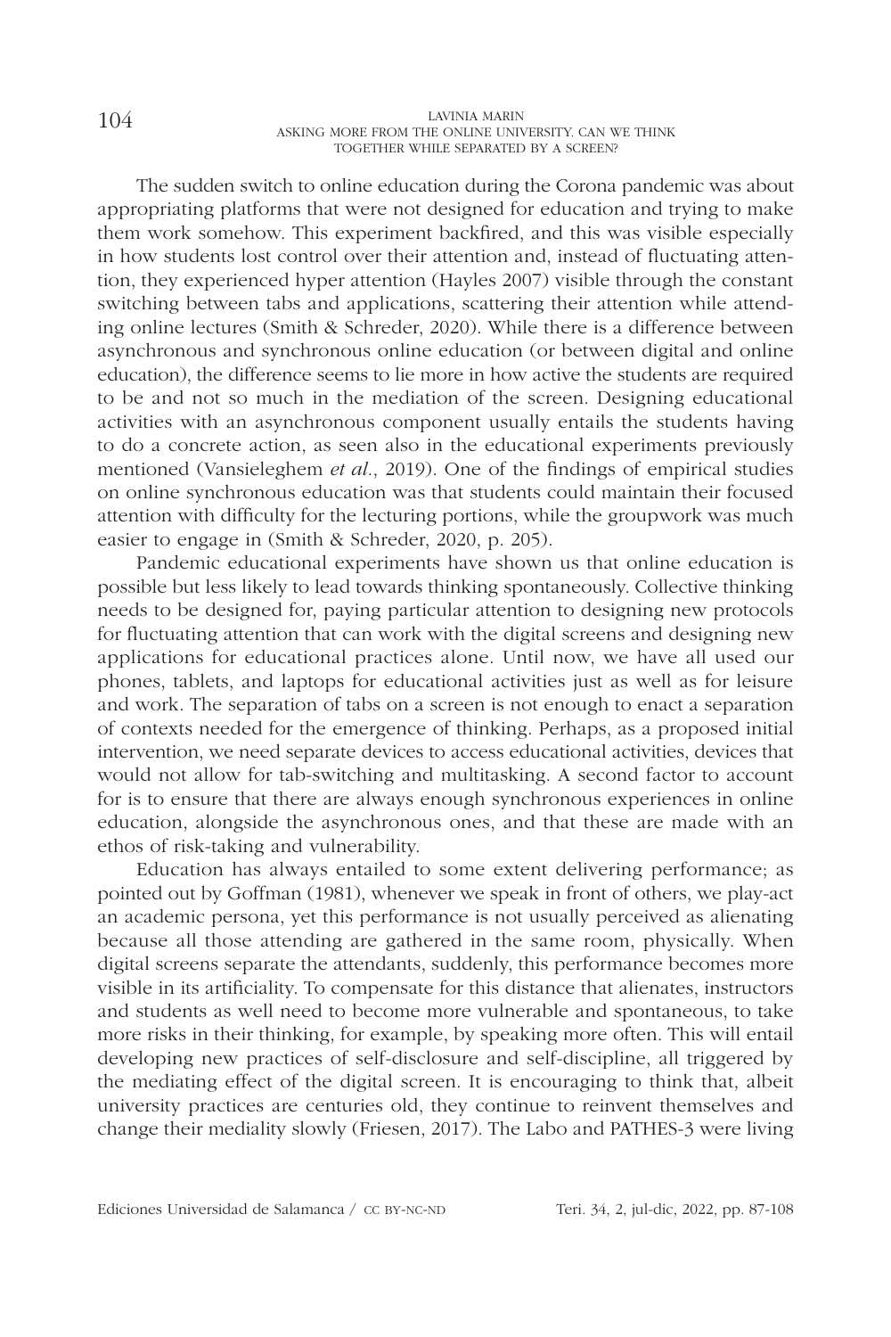The sudden switch to online education during the Corona pandemic was about appropriating platforms that were not designed for education and trying to make them work somehow. This experiment backfired, and this was visible especially in how students lost control over their attention and, instead of fluctuating attention, they experienced hyper attention (Hayles 2007) visible through the constant switching between tabs and applications, scattering their attention while attending online lectures (Smith & Schreder, 2020). While there is a difference between asynchronous and synchronous online education (or between digital and online education), the difference seems to lie more in how active the students are required to be and not so much in the mediation of the screen. Designing educational activities with an asynchronous component usually entails the students having to do a concrete action, as seen also in the educational experiments previously mentioned (Vansieleghem *et al.*, 2019). One of the findings of empirical studies on online synchronous education was that students could maintain their focused attention with difficulty for the lecturing portions, while the groupwork was much easier to engage in (Smith & Schreder, 2020, p. 205).

Pandemic educational experiments have shown us that online education is possible but less likely to lead towards thinking spontaneously. Collective thinking needs to be designed for, paying particular attention to designing new protocols for fluctuating attention that can work with the digital screens and designing new applications for educational practices alone. Until now, we have all used our phones, tablets, and laptops for educational activities just as well as for leisure and work. The separation of tabs on a screen is not enough to enact a separation of contexts needed for the emergence of thinking. Perhaps, as a proposed initial intervention, we need separate devices to access educational activities, devices that would not allow for tab-switching and multitasking. A second factor to account for is to ensure that there are always enough synchronous experiences in online education, alongside the asynchronous ones, and that these are made with an ethos of risk-taking and vulnerability.

Education has always entailed to some extent delivering performance; as pointed out by Goffman (1981), whenever we speak in front of others, we play-act an academic persona, yet this performance is not usually perceived as alienating because all those attending are gathered in the same room, physically. When digital screens separate the attendants, suddenly, this performance becomes more visible in its artificiality. To compensate for this distance that alienates, instructors and students as well need to become more vulnerable and spontaneous, to take more risks in their thinking, for example, by speaking more often. This will entail developing new practices of self-disclosure and self-discipline, all triggered by the mediating effect of the digital screen. It is encouraging to think that, albeit university practices are centuries old, they continue to reinvent themselves and change their mediality slowly (Friesen, 2017). The Labo and PATHES-3 were living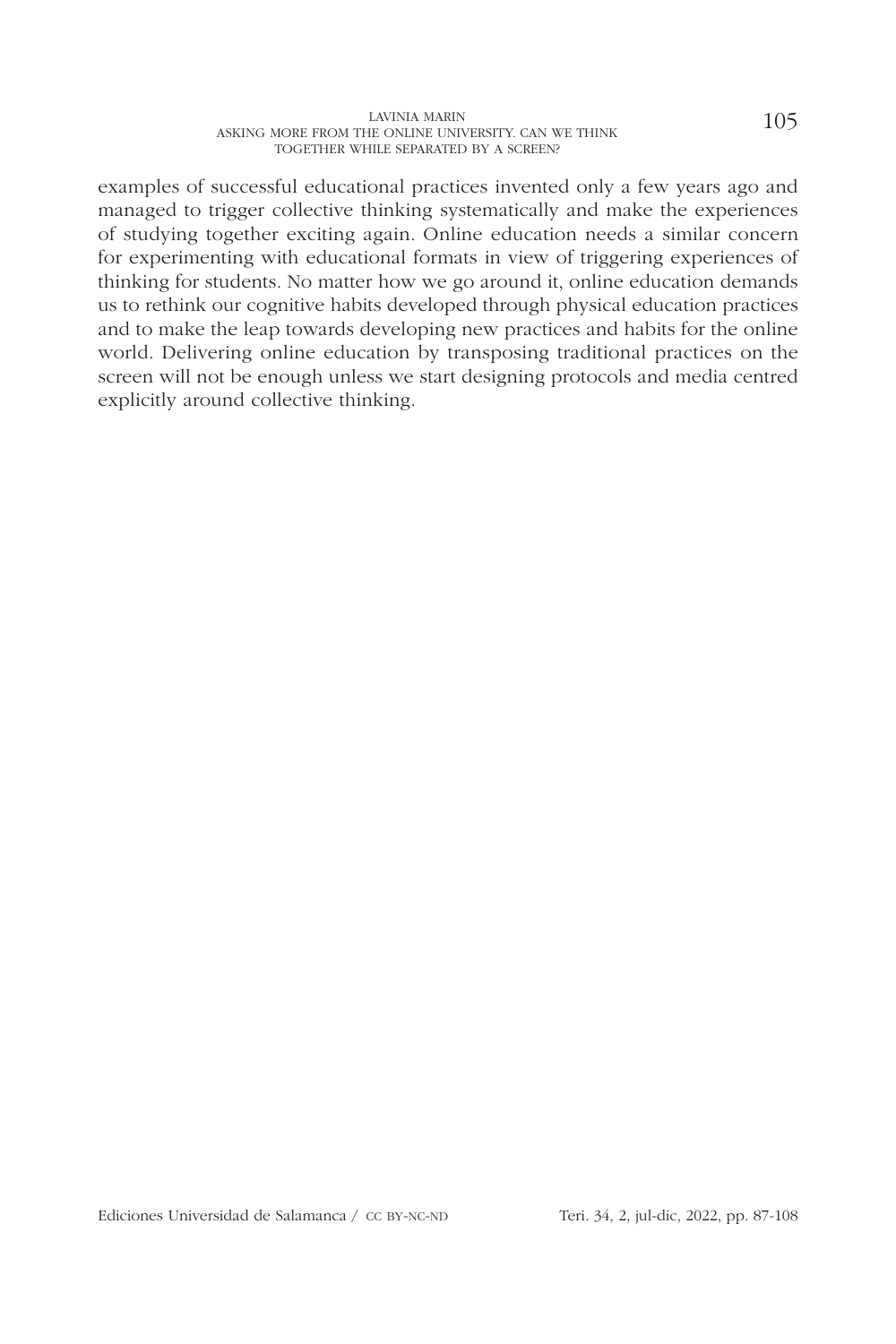examples of successful educational practices invented only a few years ago and managed to trigger collective thinking systematically and make the experiences of studying together exciting again. Online education needs a similar concern for experimenting with educational formats in view of triggering experiences of thinking for students. No matter how we go around it, online education demands us to rethink our cognitive habits developed through physical education practices and to make the leap towards developing new practices and habits for the online world. Delivering online education by transposing traditional practices on the screen will not be enough unless we start designing protocols and media centred explicitly around collective thinking.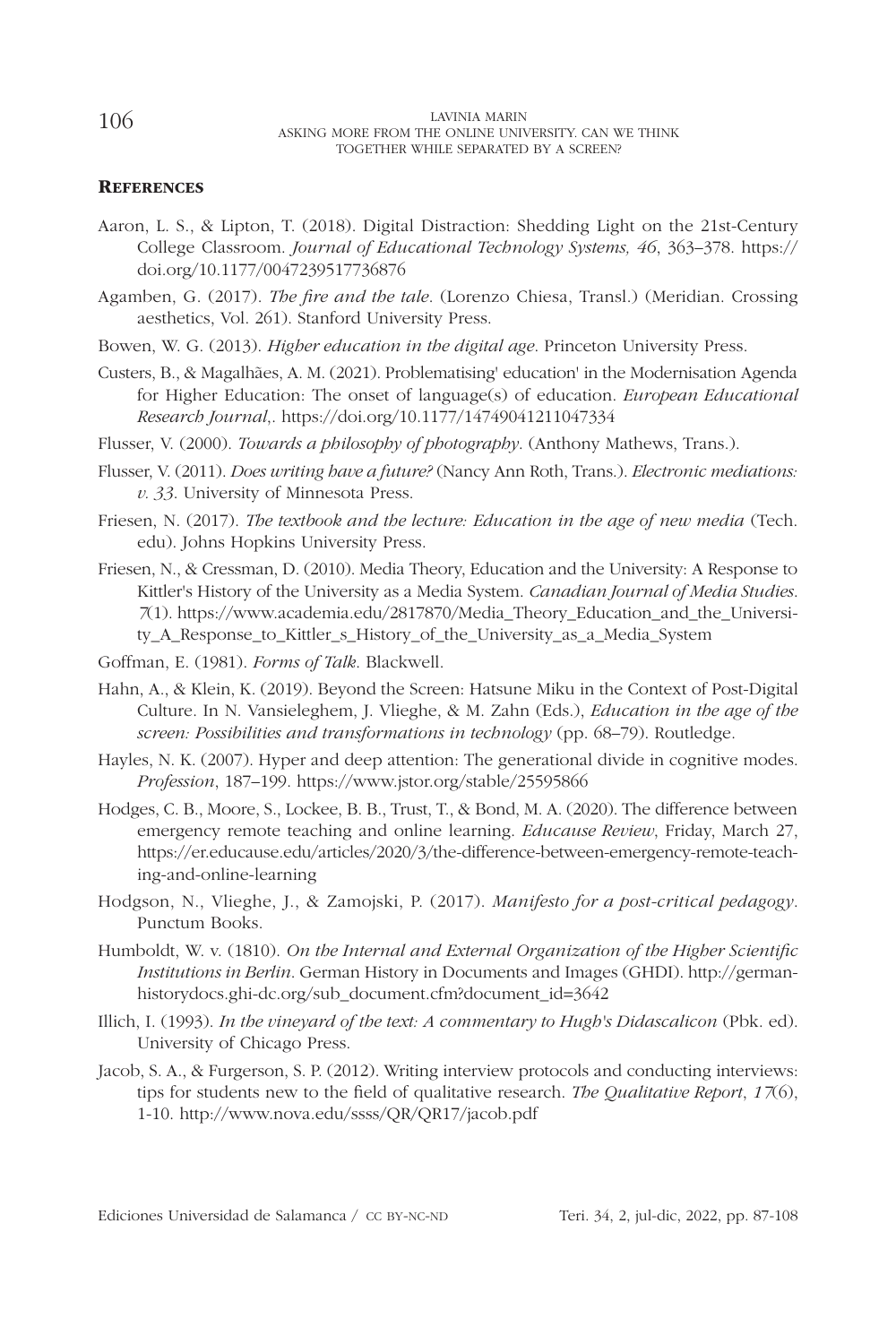## References

Aaron, L. S., & Lipton, T. (2018). Digital Distraction: Shedding Light on the 21st-Century College Classroom. *Journal of Educational Technology Systems, 46*, 363–378. https://doi.org/10.1177/0047239517736876

Agamben, G. (2017). *The fire and the tale*. (Lorenzo Chiesa, Transl.) (Meridian. Crossing aesthetics, Vol. 261). Stanford University Press.

Bowen, W. G. (2013). *Higher education in the digital age*. Princeton University Press.

Custers, B., & Magalhães, A. M. (2021). Problematising' education' in the Modernisation Agenda for Higher Education: The onset of language(s) of education. *European Educational Research Journal*,. https://doi.org/10.1177/14749041211047334

Flusser, V. (2000). *Towards a philosophy of photography*. (Anthony Mathews, Trans.).

Flusser, V. (2011). *Does writing have a future?* (Nancy Ann Roth, Trans.). *Electronic mediations: v. 33*. University of Minnesota Press.

Friesen, N. (2017). *The textbook and the lecture: Education in the age of new media* (Tech. edu). Johns Hopkins University Press.

Friesen, N., & Cressman, D. (2010). Media Theory, Education and the University: A Response to Kittler's History of the University as a Media System. *Canadian Journal of Media Studies*. *7*(1). https://www.academia.edu/2817870/Media_Theory_Education_and_the_University_A_Response_to_Kittler_s_History_of_the_University_as_a_Media_System

Goffman, E. (1981). *Forms of Talk*. Blackwell.

Hahn, A., & Klein, K. (2019). Beyond the Screen: Hatsune Miku in the Context of Post-Digital Culture. In N. Vansieleghem, J. Vlieghe, & M. Zahn (Eds.), *Education in the age of the screen: Possibilities and transformations in technology* (pp. 68–79). Routledge.

Hayles, N. K. (2007). Hyper and deep attention: The generational divide in cognitive modes. *Profession*, 187–199. https://www.jstor.org/stable/25595866

Hodges, C. B., Moore, S., Lockee, B. B., Trust, T., & Bond, M. A. (2020). The difference between emergency remote teaching and online learning. *Educause Review*, Friday, March 27, https://er.educause.edu/articles/2020/3/the-difference-between-emergency-remote-teaching-and-online-learning

Hodgson, N., Vlieghe, J., & Zamojski, P. (2017). *Manifesto for a post-critical pedagogy*. Punctum Books.

Humboldt, W. v. (1810). *On the Internal and External Organization of the Higher Scientific Institutions in Berlin*. German History in Documents and Images (GHDI). http://germanhistorydocs.ghi-dc.org/sub_document.cfm?document_id=3642

Illich, I. (1993). *In the vineyard of the text: A commentary to Hugh's Didascalicon* (Pbk. ed). University of Chicago Press.

Jacob, S. A., & Furgerson, S. P. (2012). Writing interview protocols and conducting interviews: tips for students new to the field of qualitative research. *The Qualitative Report*, *17*(6), 1-10. http://www.nova.edu/ssss/QR/QR17/jacob.pdf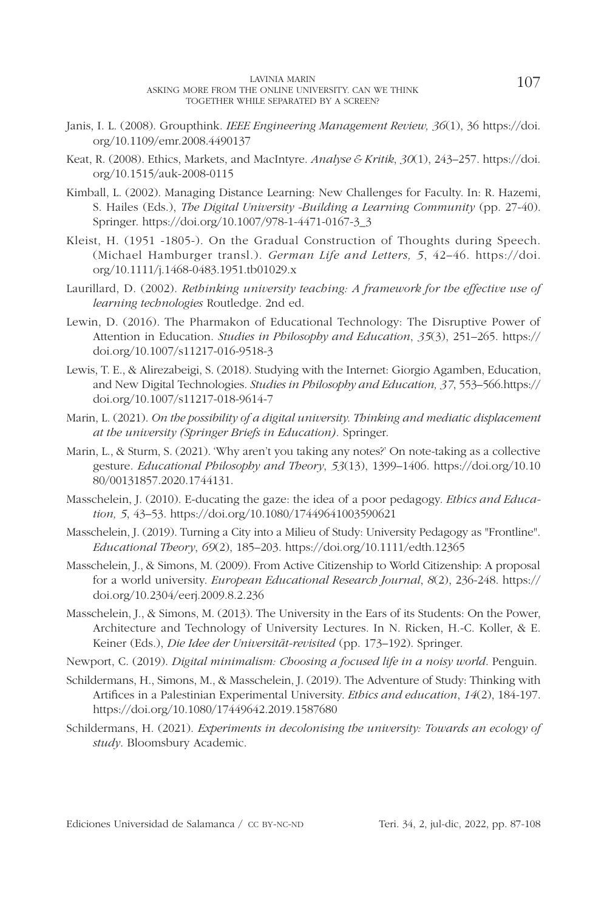Janis, I. L. (2008). Groupthink. *IEEE Engineering Management Review, 36*(1), 36 https://doi.org/10.1109/emr.2008.4490137

Keat, R. (2008). Ethics, Markets, and MacIntyre. *Analyse & Kritik*, *30*(1), 243–257. https://doi.org/10.1515/auk-2008-0115

Kimball, L. (2002). Managing Distance Learning: New Challenges for Faculty. In: R. Hazemi, S. Hailes (Eds.), *The Digital University -Building a Learning Community* (pp. 27-40). Springer. https://doi.org/10.1007/978-1-4471-0167-3_3

Kleist, H. (1951 -1805-). On the Gradual Construction of Thoughts during Speech. (Michael Hamburger transl.). *German Life and Letters, 5*, 42–46. https://doi.org/10.1111/j.1468-0483.1951.tb01029.x

Laurillard, D. (2002). *Rethinking university teaching: A framework for the effective use of learning technologies* Routledge. 2nd ed.

Lewin, D. (2016). The Pharmakon of Educational Technology: The Disruptive Power of Attention in Education. *Studies in Philosophy and Education*, *35*(3), 251–265. https://doi.org/10.1007/s11217-016-9518-3

Lewis, T. E., & Alirezabeigi, S. (2018). Studying with the Internet: Giorgio Agamben, Education, and New Digital Technologies. *Studies in Philosophy and Education, 37*, 553–566.https://doi.org/10.1007/s11217-018-9614-7

Marin, L. (2021). *On the possibility of a digital university. Thinking and mediatic displacement at the university (Springer Briefs in Education)*. Springer.

Marin, L., & Sturm, S. (2021). 'Why aren't you taking any notes?' On note-taking as a collective gesture. *Educational Philosophy and Theory*, *53*(13), 1399–1406. https://doi.org/10.1080/00131857.2020.1744131.

Masschelein, J. (2010). E-ducating the gaze: the idea of a poor pedagogy. *Ethics and Education, 5*, 43–53. https://doi.org/10.1080/17449641003590621

Masschelein, J. (2019). Turning a City into a Milieu of Study: University Pedagogy as "Frontline". *Educational Theory*, *69*(2), 185–203. https://doi.org/10.1111/edth.12365

Masschelein, J., & Simons, M. (2009). From Active Citizenship to World Citizenship: A proposal for a world university. *European Educational Research Journal*, *8*(2), 236-248. https://doi.org/10.2304/eerj.2009.8.2.236

Masschelein, J., & Simons, M. (2013). The University in the Ears of its Students: On the Power, Architecture and Technology of University Lectures. In N. Ricken, H.-C. Koller, & E. Keiner (Eds.), *Die Idee der Universität-revisited* (pp. 173–192). Springer.

Newport, C. (2019). *Digital minimalism: Choosing a focused life in a noisy world*. Penguin.

Schildermans, H., Simons, M., & Masschelein, J. (2019). The Adventure of Study: Thinking with Artifices in a Palestinian Experimental University. *Ethics and education*, *14*(2), 184-197. https://doi.org/10.1080/17449642.2019.1587680

Schildermans, H. (2021). *Experiments in decolonising the university: Towards an ecology of study*. Bloomsbury Academic.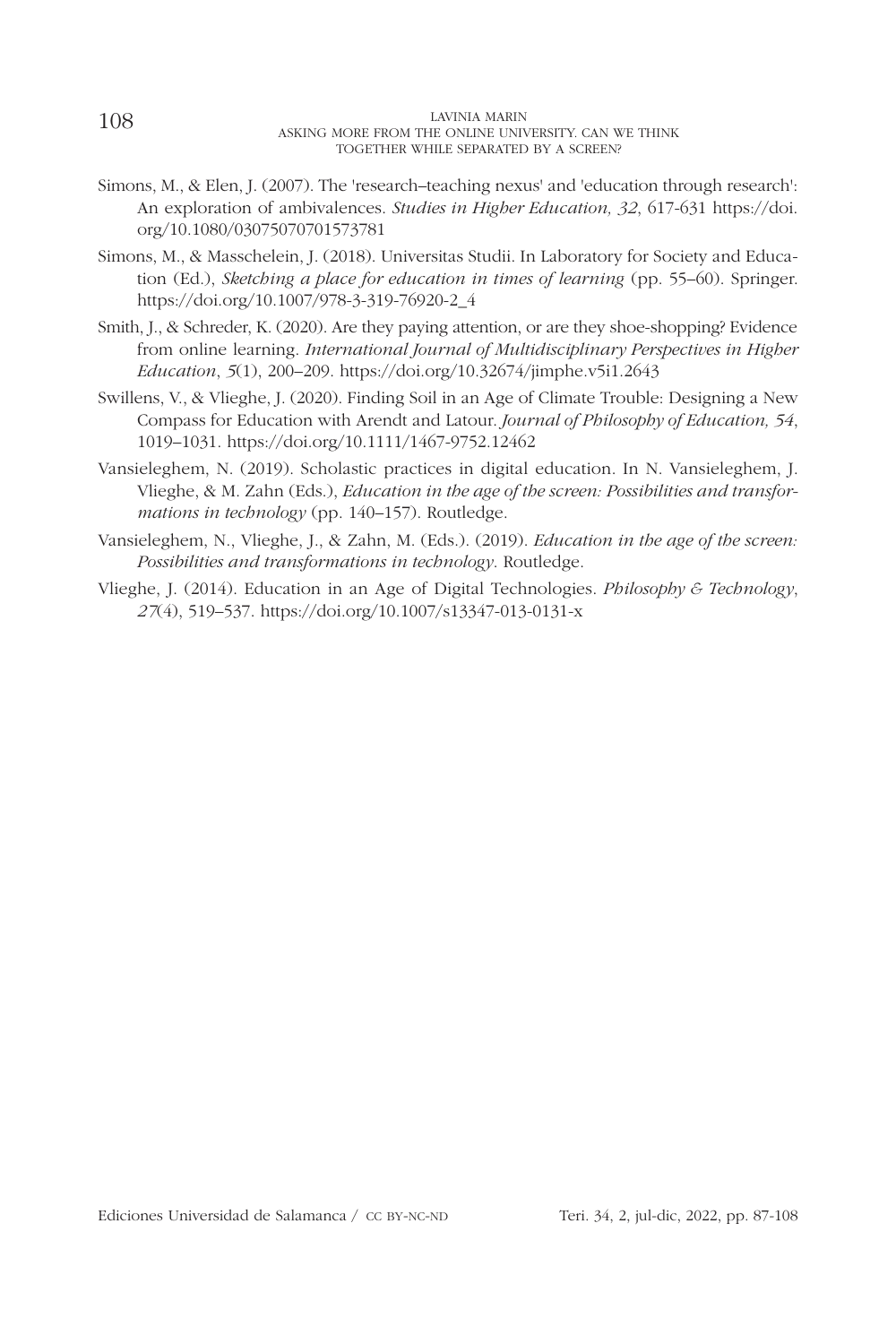Simons, M., & Elen, J. (2007). The 'research–teaching nexus' and 'education through research': An exploration of ambivalences. *Studies in Higher Education, 32*, 617-631 https://doi.org/10.1080/03075070701573781

Simons, M., & Masschelein, J. (2018). Universitas Studii. In Laboratory for Society and Education (Ed.), *Sketching a place for education in times of learning* (pp. 55–60). Springer. https://doi.org/10.1007/978-3-319-76920-2_4

Smith, J., & Schreder, K. (2020). Are they paying attention, or are they shoe-shopping? Evidence from online learning. *International Journal of Multidisciplinary Perspectives in Higher Education*, *5*(1), 200–209. https://doi.org/10.32674/jimphe.v5i1.2643

Swillens, V., & Vlieghe, J. (2020). Finding Soil in an Age of Climate Trouble: Designing a New Compass for Education with Arendt and Latour. *Journal of Philosophy of Education, 54*, 1019–1031. https://doi.org/10.1111/1467-9752.12462

Vansieleghem, N. (2019). Scholastic practices in digital education. In N. Vansieleghem, J. Vlieghe, & M. Zahn (Eds.), *Education in the age of the screen: Possibilities and transformations in technology* (pp. 140–157). Routledge.

Vansieleghem, N., Vlieghe, J., & Zahn, M. (Eds.). (2019). *Education in the age of the screen: Possibilities and transformations in technology*. Routledge.

Vlieghe, J. (2014). Education in an Age of Digital Technologies. *Philosophy & Technology*, *27*(4), 519–537. https://doi.org/10.1007/s13347-013-0131-x